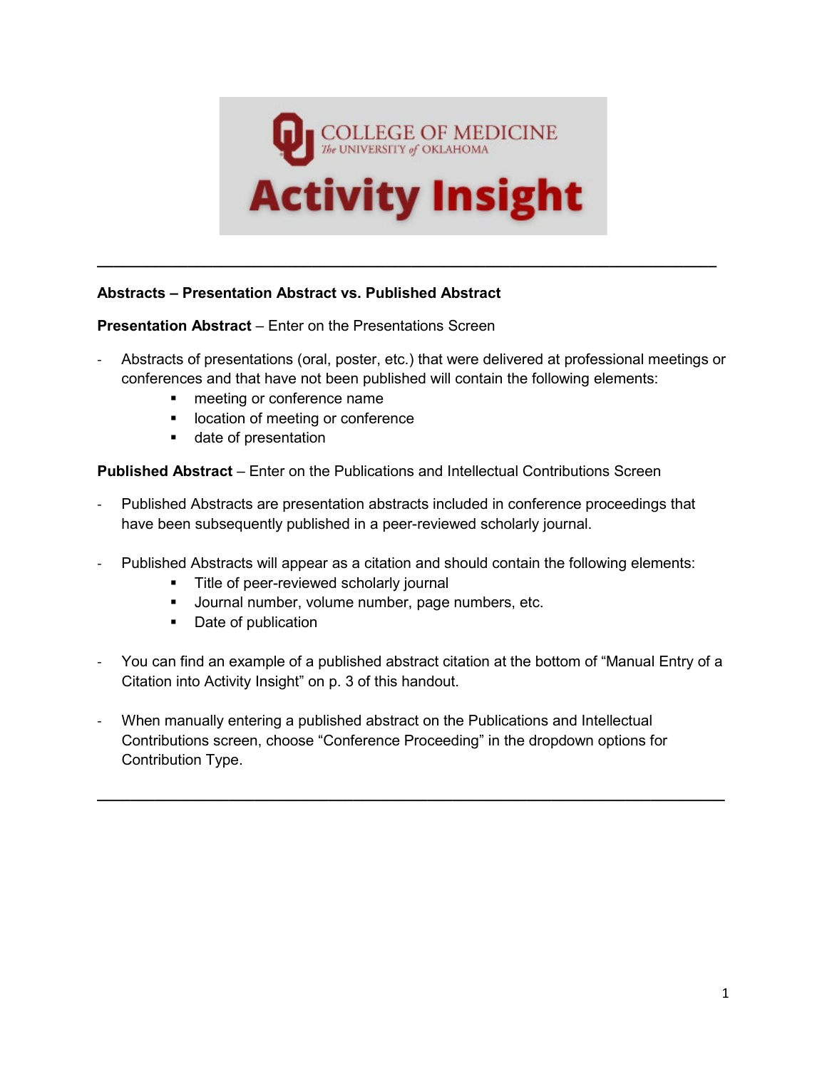COLLEGE OF MEDICINE
The UNIVERSITY of OKLAHOMA
Activity Insight

---

**Abstracts – Presentation Abstract vs. Published Abstract**

**Presentation Abstract** – Enter on the Presentations Screen

- Abstracts of presentations (oral, poster, etc.) that were delivered at professional meetings or conferences and that have not been published will contain the following elements:
    - meeting or conference name
    - location of meeting or conference
    - date of presentation

**Published Abstract** – Enter on the Publications and Intellectual Contributions Screen

- Published Abstracts are presentation abstracts included in conference proceedings that have been subsequently published in a peer-reviewed scholarly journal.

- Published Abstracts will appear as a citation and should contain the following elements:
    - Title of peer-reviewed scholarly journal
    - Journal number, volume number, page numbers, etc.
    - Date of publication

- You can find an example of a published abstract citation at the bottom of "Manual Entry of a Citation into Activity Insight" on p. 3 of this handout.

- When manually entering a published abstract on the Publications and Intellectual Contributions screen, choose "Conference Proceeding" in the dropdown options for Contribution Type.

---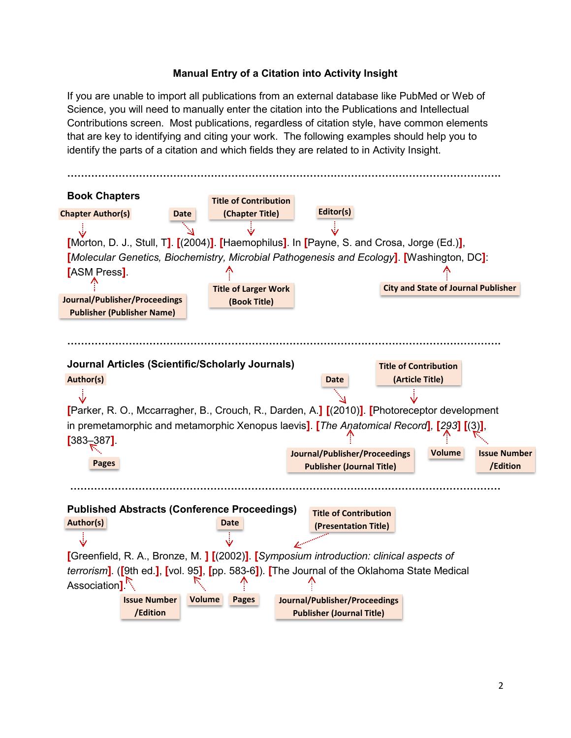**Manual Entry of a Citation into Activity Insight**

If you are unable to import all publications from an external database like PubMed or Web of Science, you will need to manually enter the citation into the Publications and Intellectual Contributions screen. Most publications, regardless of citation style, have common elements that are key to identifying and citing your work. The following examples should help you to identify the parts of a citation and which fields they are related to in Activity Insight.

---

## Book Chapters

Chapter Author(s) | Date | Title of Contribution (Chapter Title) | Editor(s)

[Morton, D. J., Stull, T]. [(2004)]. [Haemophilus]. In [Payne, S. and Crosa, Jorge (Ed.)], [*Molecular Genetics, Biochemistry, Microbial Pathogenesis and Ecology*]. [Washington, DC]: [ASM Press].

Journal/Publisher/Proceedings Publisher (Publisher Name) | Title of Larger Work (Book Title) | City and State of Journal Publisher

---

## Journal Articles (Scientific/Scholarly Journals)

Author(s) | Date | Title of Contribution (Article Title)

[Parker, R. O., Mccarragher, B., Crouch, R., Darden, A.] [(2010)]. [Photoreceptor development in premetamorphic and metamorphic Xenopus laevis]. [*The Anatomical Record*], [*293*] [(3)], [383–387].

Pages | Journal/Publisher/Proceedings Publisher (Journal Title) | Volume | Issue Number /Edition

---

## Published Abstracts (Conference Proceedings)

Author(s) | Date | Title of Contribution (Presentation Title)

[Greenfield, R. A., Bronze, M. ] [(2002)]. [*Symposium introduction: clinical aspects of terrorism*]. ([9th ed.], [vol. 95], [pp. 583-6]). [The Journal of the Oklahoma State Medical Association].

Issue Number /Edition | Volume | Pages | Journal/Publisher/Proceedings Publisher (Journal Title)